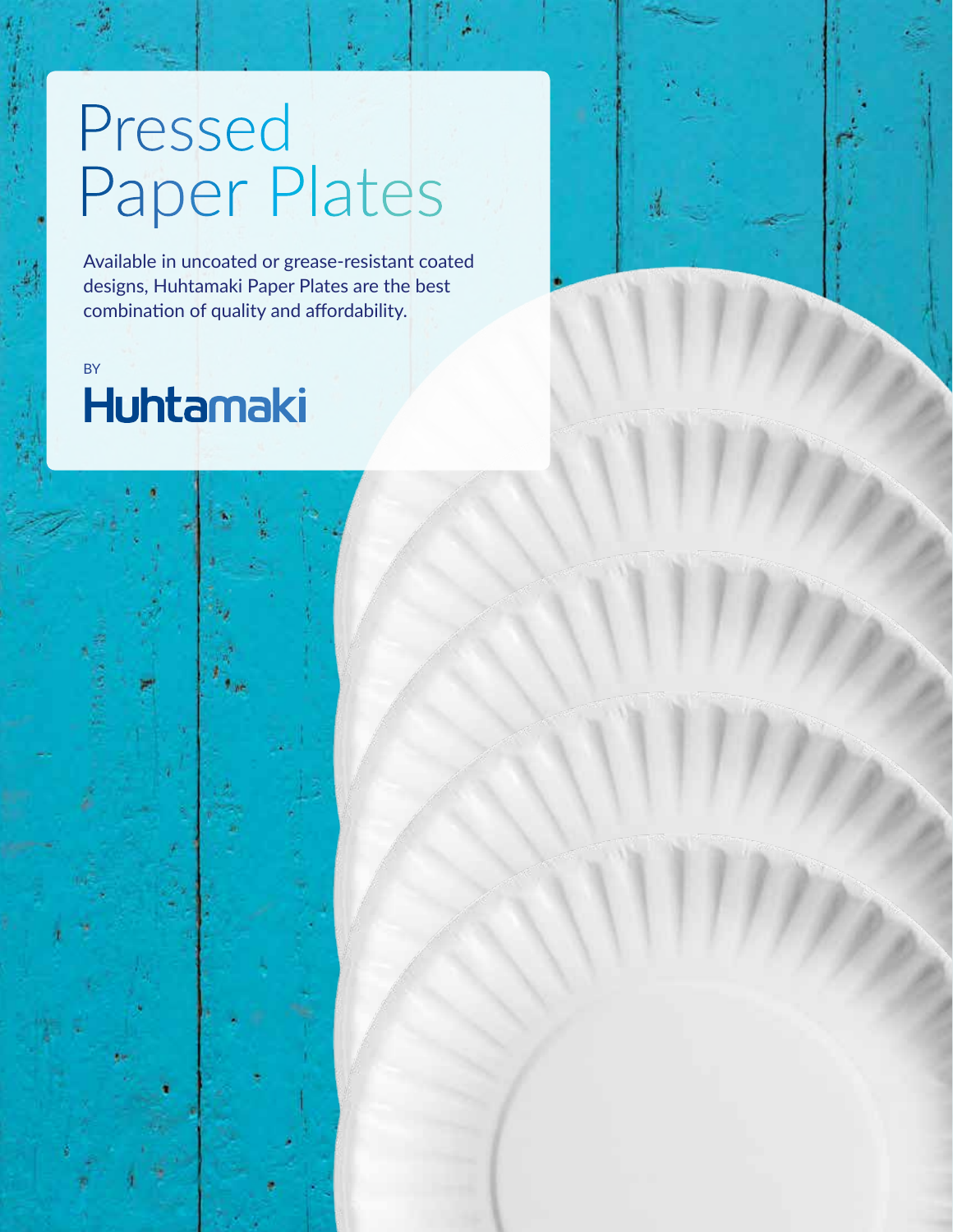# Pressed Paper Plates

Available in uncoated or grease-resistant coated designs, Huhtamaki Paper Plates are the best combination of quality and affordability.

BY

**Huhtamaki**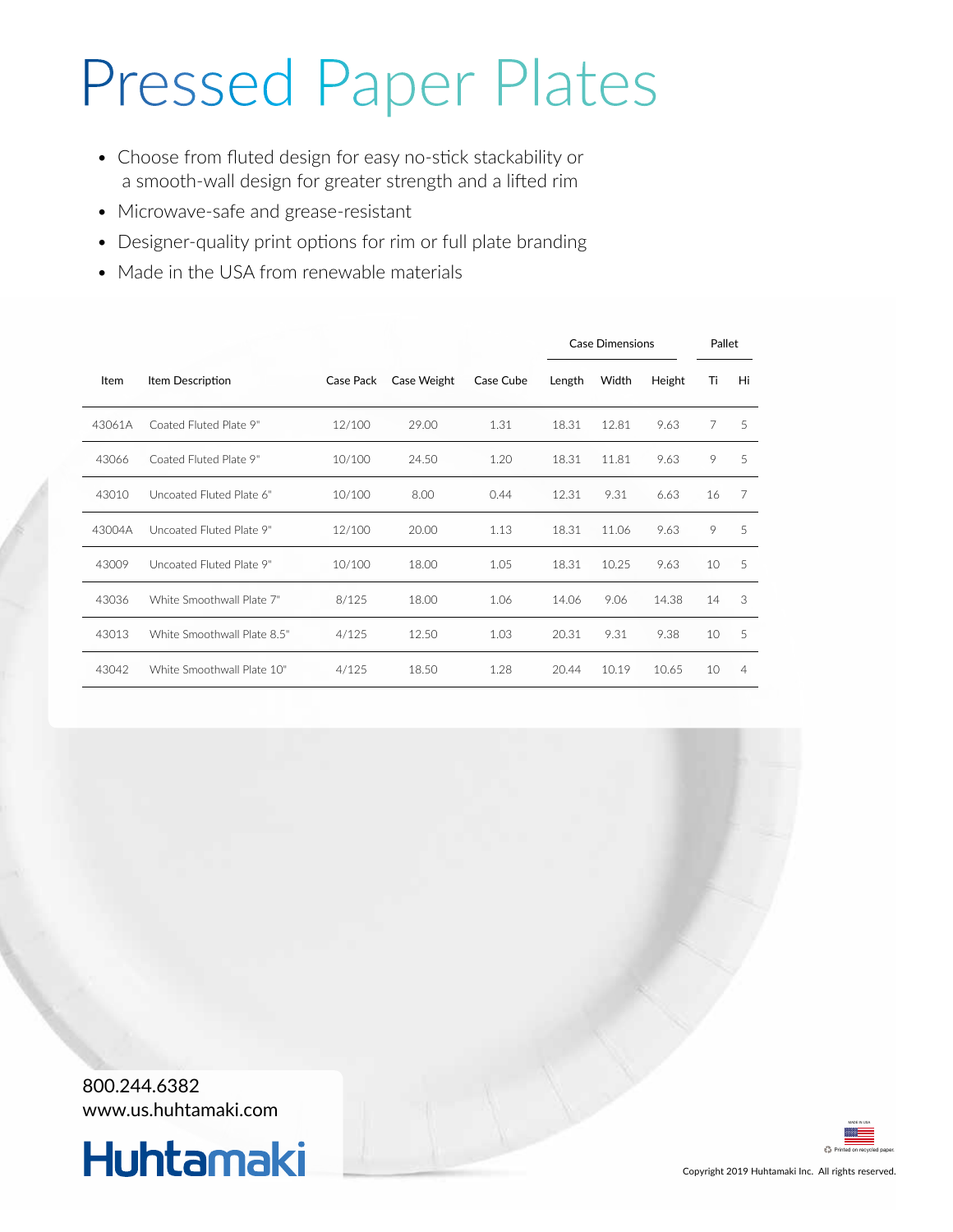# Pressed Paper Plates

- Choose from fluted design for easy no-stick stackability or a smooth-wall design for greater strength and a lifted rim
- Microwave-safe and grease-resistant
- Designer-quality print options for rim or full plate branding
- Made in the USA from renewable materials

| | | | | | Case Dimensions | | | Pallet | |
|---|---|---|---|---|---|---|---|---|---|
| Item | Item Description | Case Pack | Case Weight | Case Cube | Length | Width | Height | Ti | Hi |
| 43061A | Coated Fluted Plate 9" | 12/100 | 29.00 | 1.31 | 18.31 | 12.81 | 9.63 | 7 | 5 |
| 43066 | Coated Fluted Plate 9" | 10/100 | 24.50 | 1.20 | 18.31 | 11.81 | 9.63 | 9 | 5 |
| 43010 | Uncoated Fluted Plate 6" | 10/100 | 8.00 | 0.44 | 12.31 | 9.31 | 6.63 | 16 | 7 |
| 43004A | Uncoated Fluted Plate 9" | 12/100 | 20.00 | 1.13 | 18.31 | 11.06 | 9.63 | 9 | 5 |
| 43009 | Uncoated Fluted Plate 9" | 10/100 | 18.00 | 1.05 | 18.31 | 10.25 | 9.63 | 10 | 5 |
| 43036 | White Smoothwall Plate 7" | 8/125 | 18.00 | 1.06 | 14.06 | 9.06 | 14.38 | 14 | 3 |
| 43013 | White Smoothwall Plate 8.5" | 4/125 | 12.50 | 1.03 | 20.31 | 9.31 | 9.38 | 10 | 5 |
| 43042 | White Smoothwall Plate 10" | 4/125 | 18.50 | 1.28 | 20.44 | 10.19 | 10.65 | 10 | 4 |

800.244.6382
www.us.huhtamaki.com

Huhtamaki

MADE IN USA

Printed on recycled paper.

Copyright 2019 Huhtamaki Inc. All rights reserved.